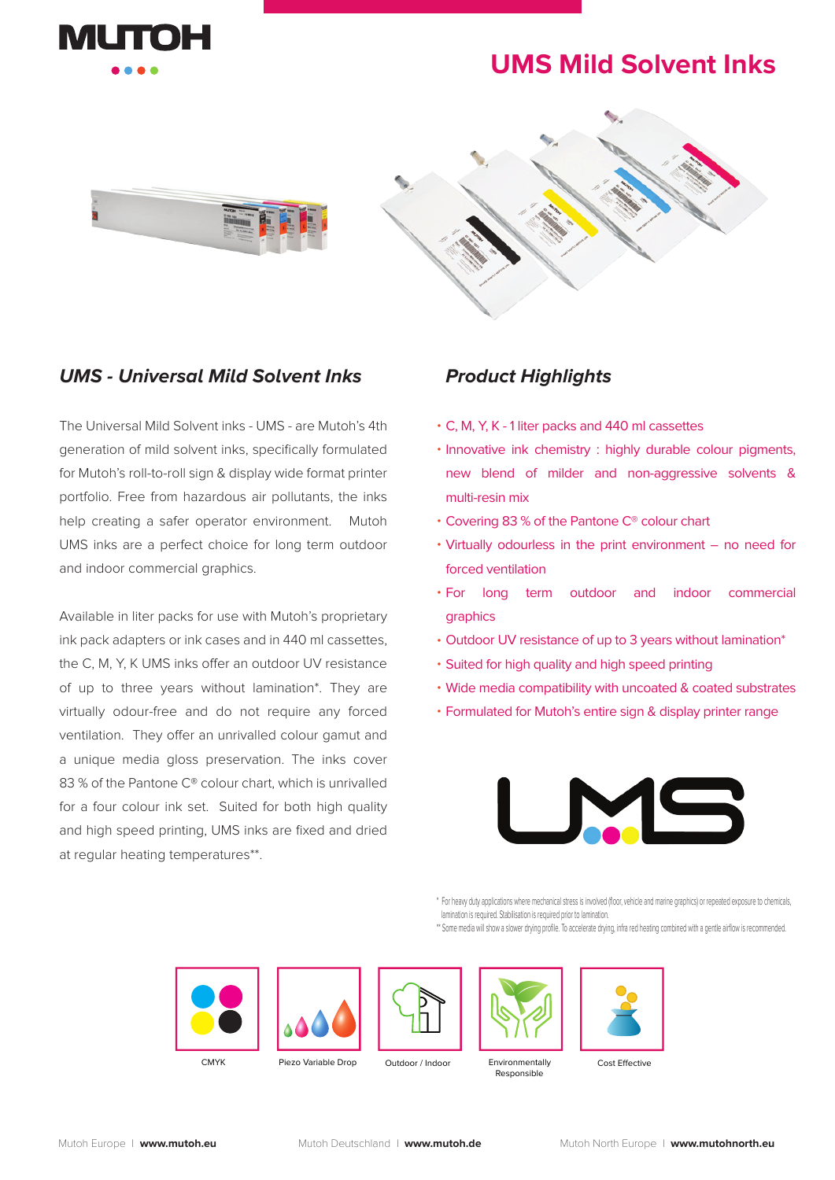# UMS Mild Solvent Inks

## *UMS - Universal Mild Solvent Inks*

The Universal Mild Solvent inks - UMS - are Mutoh's 4th generation of mild solvent inks, specifically formulated for Mutoh's roll-to-roll sign & display wide format printer portfolio. Free from hazardous air pollutants, the inks help creating a safer operator environment. Mutoh UMS inks are a perfect choice for long term outdoor and indoor commercial graphics.

Available in liter packs for use with Mutoh's proprietary ink pack adapters or ink cases and in 440 ml cassettes, the C, M, Y, K UMS inks offer an outdoor UV resistance of up to three years without lamination*. They are virtually odour-free and do not require any forced ventilation. They offer an unrivalled colour gamut and a unique media gloss preservation. The inks cover 83 % of the Pantone C® colour chart, which is unrivalled for a four colour ink set. Suited for both high quality and high speed printing, UMS inks are fixed and dried at regular heating temperatures**.

## *Product Highlights*

- C, M, Y, K - 1 liter packs and 440 ml cassettes
- Innovative ink chemistry : highly durable colour pigments, new blend of milder and non-aggressive solvents & multi-resin mix
- Covering 83 % of the Pantone C® colour chart
- Virtually odourless in the print environment – no need for forced ventilation
- For long term outdoor and indoor commercial graphics
- Outdoor UV resistance of up to 3 years without lamination*
- Suited for high quality and high speed printing
- Wide media compatibility with uncoated & coated substrates
- Formulated for Mutoh's entire sign & display printer range

\* For heavy duty applications where mechanical stress is involved (floor, vehicle and marine graphics) or repeated exposure to chemicals, lamination is required. Stabilisation is required prior to lamination.
\** Some media will show a slower drying profile. To accelerate drying, infra red heating combined with a gentle airflow is recommended.

CMYK | Piezo Variable Drop | Outdoor / Indoor | Environmentally Responsible | Cost Effective

Mutoh Europe | **www.mutoh.eu** Mutoh Deutschland | **www.mutoh.de** Mutoh North Europe | **www.mutohnorth.eu**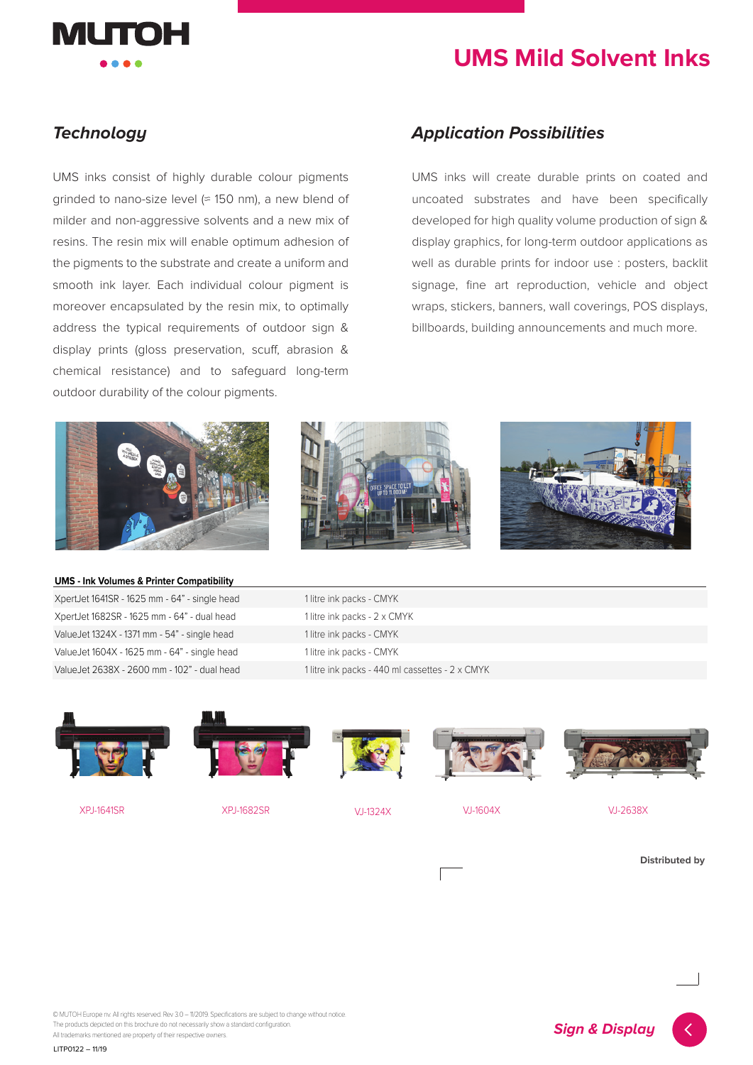# UMS Mild Solvent Inks

## Technology

UMS inks consist of highly durable colour pigments grinded to nano-size level (≈ 150 nm), a new blend of milder and non-aggressive solvents and a new mix of resins. The resin mix will enable optimum adhesion of the pigments to the substrate and create a uniform and smooth ink layer. Each individual colour pigment is moreover encapsulated by the resin mix, to optimally address the typical requirements of outdoor sign & display prints (gloss preservation, scuff, abrasion & chemical resistance) and to safeguard long-term outdoor durability of the colour pigments.

## Application Possibilities

UMS inks will create durable prints on coated and uncoated substrates and have been specifically developed for high quality volume production of sign & display graphics, for long-term outdoor applications as well as durable prints for indoor use : posters, backlit signage, fine art reproduction, vehicle and object wraps, stickers, banners, wall coverings, POS displays, billboards, building announcements and much more.

**UMS - Ink Volumes & Printer Compatibility**

| | |
|---|---|
| XpertJet 1641SR - 1625 mm - 64" - single head | 1 litre ink packs - CMYK |
| XpertJet 1682SR - 1625 mm - 64" - dual head | 1 litre ink packs - 2 x CMYK |
| ValueJet 1324X - 1371 mm - 54" - single head | 1 litre ink packs - CMYK |
| ValueJet 1604X - 1625 mm - 64" - single head | 1 litre ink packs - CMYK |
| ValueJet 2638X - 2600 mm - 102" - dual head | 1 litre ink packs - 440 ml cassettes - 2 x CMYK |

XPJ-1641SR

XPJ-1682SR

VJ-1324X

VJ-1604X

VJ-2638X

**Distributed by**

© MUTOH Europe nv. All rights reserved. Rev 3.0 – 11/2019. Specifications are subject to change without notice.
The products depicted on this brochure do not necessarily show a standard configuration.
All trademarks mentioned are property of their respective owners.

LITP0122 – 11/19

*Sign & Display*